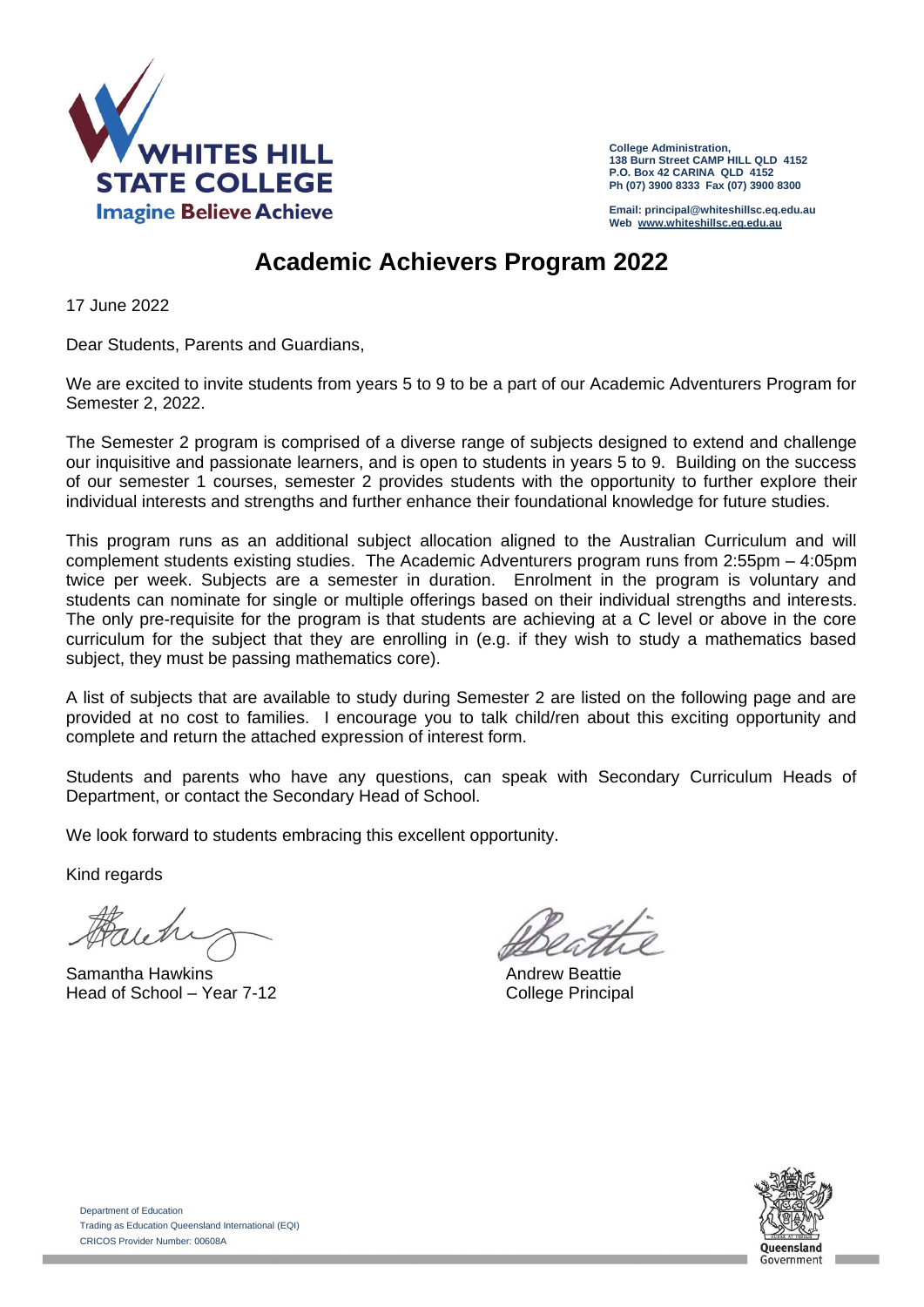WHITES HILL STATE COLLEGE

Imagine Believe Achieve

**College Administration,**
**138 Burn Street CAMP HILL QLD 4152**
**P.O. Box 42 CARINA QLD 4152**
**Ph (07) 3900 8333 Fax (07) 3900 8300**

**Email: principal@whiteshillsc.eq.edu.au**
**Web www.whiteshillsc.eq.edu.au**

# Academic Achievers Program 2022

17 June 2022

Dear Students, Parents and Guardians,

We are excited to invite students from years 5 to 9 to be a part of our Academic Adventurers Program for Semester 2, 2022.

The Semester 2 program is comprised of a diverse range of subjects designed to extend and challenge our inquisitive and passionate learners, and is open to students in years 5 to 9. Building on the success of our semester 1 courses, semester 2 provides students with the opportunity to further explore their individual interests and strengths and further enhance their foundational knowledge for future studies.

This program runs as an additional subject allocation aligned to the Australian Curriculum and will complement students existing studies. The Academic Adventurers program runs from 2:55pm – 4:05pm twice per week. Subjects are a semester in duration. Enrolment in the program is voluntary and students can nominate for single or multiple offerings based on their individual strengths and interests. The only pre-requisite for the program is that students are achieving at a C level or above in the core curriculum for the subject that they are enrolling in (e.g. if they wish to study a mathematics based subject, they must be passing mathematics core).

A list of subjects that are available to study during Semester 2 are listed on the following page and are provided at no cost to families. I encourage you to talk child/ren about this exciting opportunity and complete and return the attached expression of interest form.

Students and parents who have any questions, can speak with Secondary Curriculum Heads of Department, or contact the Secondary Head of School.

We look forward to students embracing this excellent opportunity.

Kind regards

Samantha Hawkins
Head of School – Year 7-12

Andrew Beattie
College Principal

Department of Education
Trading as Education Queensland International (EQI)
CRICOS Provider Number: 00608A

Queensland Government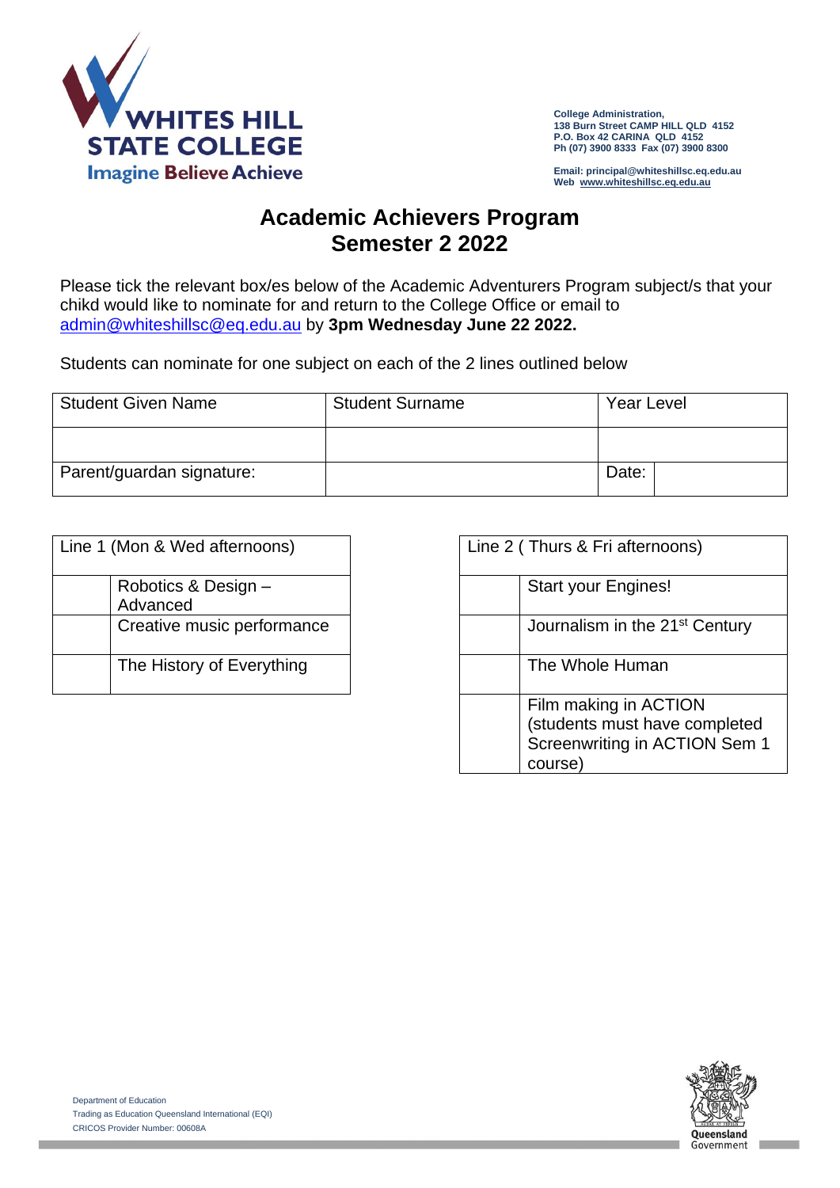WHITES HILL STATE COLLEGE
Imagine Believe Achieve

**College Administration,**
**138 Burn Street CAMP HILL QLD 4152**
**P.O. Box 42 CARINA QLD 4152**
**Ph (07) 3900 8333 Fax (07) 3900 8300**

**Email: principal@whiteshillsc.eq.edu.au**
**Web www.whiteshillsc.eq.edu.au**

# Academic Achievers Program
# Semester 2 2022

Please tick the relevant box/es below of the Academic Adventurers Program subject/s that your chikd would like to nominate for and return to the College Office or email to admin@whiteshillsc@eq.edu.au by **3pm Wednesday June 22 2022.**

Students can nominate for one subject on each of the 2 lines outlined below

| Student Given Name | Student Surname | Year Level | |
|---|---|---|---|
| | | | |
| Parent/guardan signature: | | Date: | |

| Line 1 (Mon & Wed afternoons) | |
|---|---|
| | Robotics & Design – Advanced |
| | Creative music performance |
| | The History of Everything |

| Line 2 ( Thurs & Fri afternoons) | |
|---|---|
| | Start your Engines! |
| | Journalism in the 21st Century |
| | The Whole Human |
| | Film making in ACTION (students must have completed Screenwriting in ACTION Sem 1 course) |

Department of Education
Trading as Education Queensland International (EQI)
CRICOS Provider Number: 00608A

Queensland Government